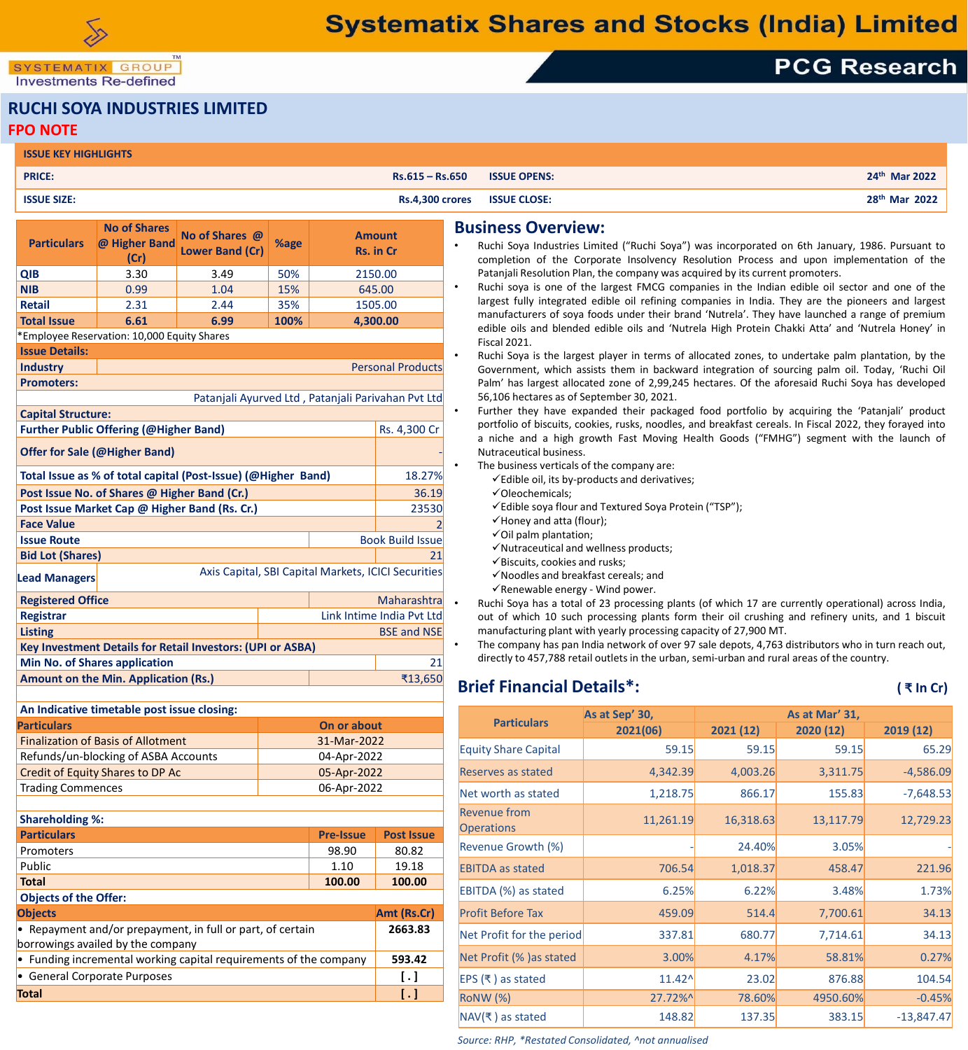# RUCHI SOYA INDUSTRIES LIMITED

## FPO NOTE

| ISSUE KEY HIGHLIGHTS | | | |
|---|---|---|---|
| PRICE: | Rs.615 – Rs.650 | ISSUE OPENS: | 24th Mar 2022 |
| ISSUE SIZE: | Rs.4,300 crores | ISSUE CLOSE: | 28th Mar 2022 |

| Particulars | No of Shares @ Higher Band (Cr) | No of Shares @ Lower Band (Cr) | %age | Amount Rs. in Cr |
|---|---|---|---|---|
| QIB | 3.30 | 3.49 | 50% | 2150.00 |
| NIB | 0.99 | 1.04 | 15% | 645.00 |
| Retail | 2.31 | 2.44 | 35% | 1505.00 |
| **Total Issue** | **6.61** | **6.99** | **100%** | **4,300.00** |

*Employee Reservation: 10,000 Equity Shares

| Issue Details: | |
|---|---|
| Industry | Personal Products |
| Promoters: | Patanjali Ayurved Ltd , Patanjali Parivahan Pvt Ltd |
| **Capital Structure:** | |
| Further Public Offering (@Higher Band) | Rs. 4,300 Cr |
| Offer for Sale (@Higher Band) | - |
| Total Issue as % of total capital (Post-Issue) (@Higher Band) | 18.27% |
| Post Issue No. of Shares @ Higher Band (Cr.) | 36.19 |
| Post Issue Market Cap @ Higher Band (Rs. Cr.) | 23530 |
| Face Value | 2 |
| Issue Route | Book Build Issue |
| Bid Lot (Shares) | 21 |
| Lead Managers | Axis Capital, SBI Capital Markets, ICICI Securities |
| Registered Office | Maharashtra |
| Registrar | Link Intime India Pvt Ltd |
| Listing | BSE and NSE |
| **Key Investment Details for Retail Investors: (UPI or ASBA)** | |
| Min No. of Shares application | 21 |
| Amount on the Min. Application (Rs.) | ₹13,650 |

**An Indicative timetable post issue closing:**

| Particulars | On or about |
|---|---|
| Finalization of Basis of Allotment | 31-Mar-2022 |
| Refunds/un-blocking of ASBA Accounts | 04-Apr-2022 |
| Credit of Equity Shares to DP Ac | 05-Apr-2022 |
| Trading Commences | 06-Apr-2022 |

**Shareholding %:**

| Particulars | Pre-Issue | Post Issue |
|---|---|---|
| Promoters | 98.90 | 80.82 |
| Public | 1.10 | 19.18 |
| **Total** | **100.00** | **100.00** |

**Objects of the Offer:**

| Objects | Amt (Rs.Cr) |
|---|---|
| • Repayment and/or prepayment, in full or part, of certain borrowings availed by the company | **2663.83** |
| • Funding incremental working capital requirements of the company | **593.42** |
| • General Corporate Purposes | **[ . ]** |
| **Total** | **[ . ]** |

## Business Overview:

- Ruchi Soya Industries Limited ("Ruchi Soya") was incorporated on 6th January, 1986. Pursuant to completion of the Corporate Insolvency Resolution Process and upon implementation of the Patanjali Resolution Plan, the company was acquired by its current promoters.
- Ruchi soya is one of the largest FMCG companies in the Indian edible oil sector and one of the largest fully integrated edible oil refining companies in India. They are the pioneers and largest manufacturers of soya foods under their brand 'Nutrela'. They have launched a range of premium edible oils and blended edible oils and 'Nutrela High Protein Chakki Atta' and 'Nutrela Honey' in Fiscal 2021.
- Ruchi Soya is the largest player in terms of allocated zones, to undertake palm plantation, by the Government, which assists them in backward integration of sourcing palm oil. Today, 'Ruchi Oil Palm' has largest allocated zone of 2,99,245 hectares. Of the aforesaid Ruchi Soya has developed 56,106 hectares as of September 30, 2021.
- Further they have expanded their packaged food portfolio by acquiring the 'Patanjali' product portfolio of biscuits, cookies, rusks, noodles, and breakfast cereals. In Fiscal 2022, they forayed into a niche and a high growth Fast Moving Health Goods ("FMHG") segment with the launch of Nutraceutical business.
- The business verticals of the company are:
  - ✓Edible oil, its by-products and derivatives;
  - ✓Oleochemicals;
  - ✓Edible soya flour and Textured Soya Protein ("TSP");
  - ✓Honey and atta (flour);
  - ✓Oil palm plantation;
  - ✓Nutraceutical and wellness products;
  - ✓Biscuits, cookies and rusks;
  - ✓Noodles and breakfast cereals; and
  - ✓Renewable energy - Wind power.
- Ruchi Soya has a total of 23 processing plants (of which 17 are currently operational) across India, out of which 10 such processing plants form their oil crushing and refinery units, and 1 biscuit manufacturing plant with yearly processing capacity of 27,900 MT.
- The company has pan India network of over 97 sale depots, 4,763 distributors who in turn reach out, directly to 457,788 retail outlets in the urban, semi-urban and rural areas of the country.

## Brief Financial Details*: ( ₹ In Cr)

| Particulars | As at Sep' 30, | As at Mar' 31, | | |
|---|---|---|---|---|
| | 2021(06) | 2021 (12) | 2020 (12) | 2019 (12) |
| Equity Share Capital | 59.15 | 59.15 | 59.15 | 65.29 |
| Reserves as stated | 4,342.39 | 4,003.26 | 3,311.75 | -4,586.09 |
| Net worth as stated | 1,218.75 | 866.17 | 155.83 | -7,648.53 |
| Revenue from Operations | 11,261.19 | 16,318.63 | 13,117.79 | 12,729.23 |
| Revenue Growth (%) | - | 24.40% | 3.05% | - |
| EBITDA as stated | 706.54 | 1,018.37 | 458.47 | 221.96 |
| EBITDA (%) as stated | 6.25% | 6.22% | 3.48% | 1.73% |
| Profit Before Tax | 459.09 | 514.4 | 7,700.61 | 34.13 |
| Net Profit for the period | 337.81 | 680.77 | 7,714.61 | 34.13 |
| Net Profit (% )as stated | 3.00% | 4.17% | 58.81% | 0.27% |
| EPS (₹ ) as stated | 11.42^ | 23.02 | 876.88 | 104.54 |
| RoNW (%) | 27.72%^ | 78.60% | 4950.60% | -0.45% |
| NAV(₹ ) as stated | 148.82 | 137.35 | 383.15 | -13,847.47 |

*Source: RHP, *Restated Consolidated, ^not annualised*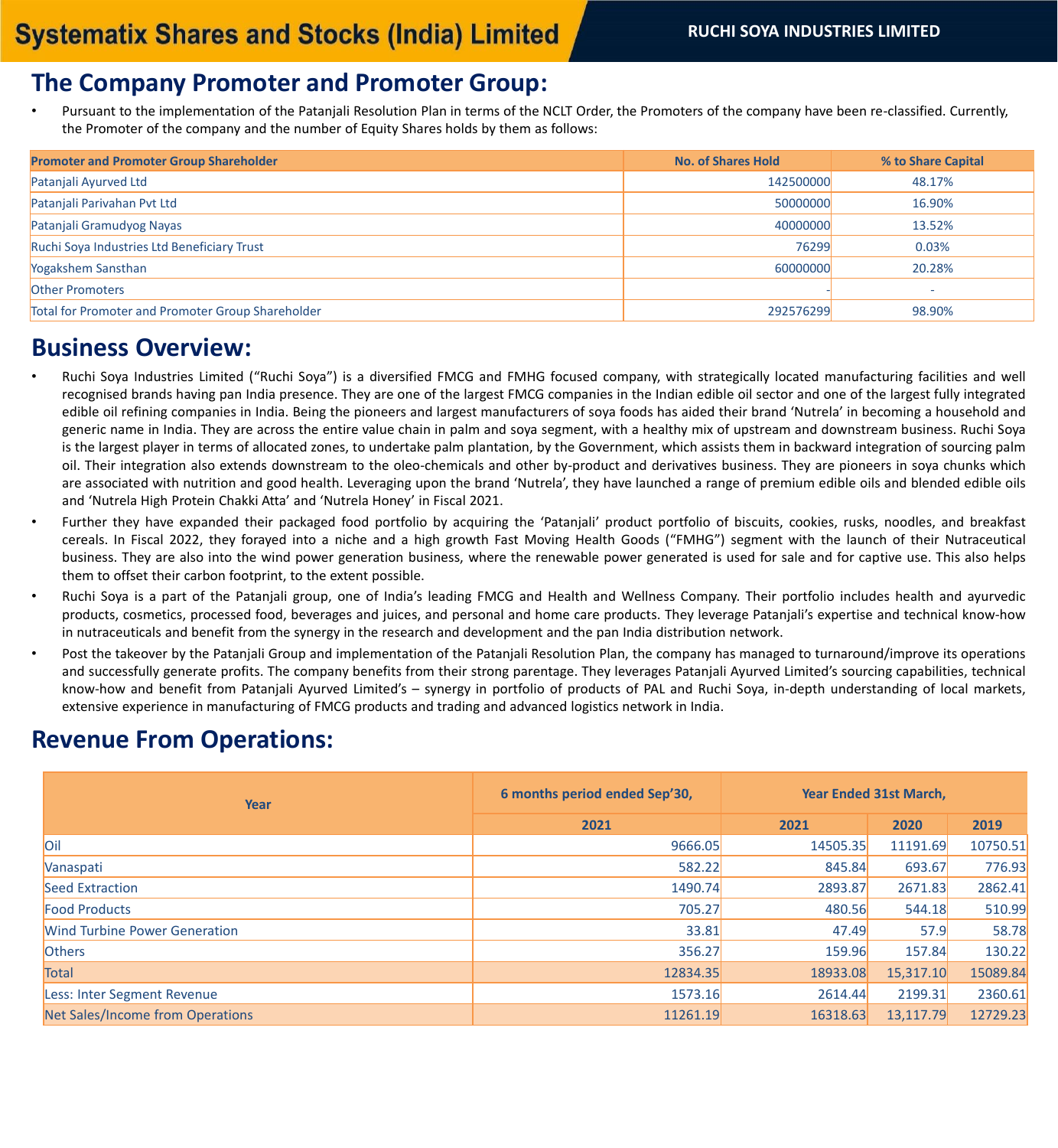## The Company Promoter and Promoter Group:

- Pursuant to the implementation of the Patanjali Resolution Plan in terms of the NCLT Order, the Promoters of the company have been re-classified. Currently, the Promoter of the company and the number of Equity Shares holds by them as follows:

| Promoter and Promoter Group Shareholder | No. of Shares Hold | % to Share Capital |
|---|---|---|
| Patanjali Ayurved Ltd | 142500000 | 48.17% |
| Patanjali Parivahan Pvt Ltd | 50000000 | 16.90% |
| Patanjali Gramudyog Nayas | 40000000 | 13.52% |
| Ruchi Soya Industries Ltd Beneficiary Trust | 76299 | 0.03% |
| Yogakshem Sansthan | 60000000 | 20.28% |
| Other Promoters | - | - |
| Total for Promoter and Promoter Group Shareholder | 292576299 | 98.90% |

## Business Overview:

- Ruchi Soya Industries Limited ("Ruchi Soya") is a diversified FMCG and FMHG focused company, with strategically located manufacturing facilities and well recognised brands having pan India presence. They are one of the largest FMCG companies in the Indian edible oil sector and one of the largest fully integrated edible oil refining companies in India. Being the pioneers and largest manufacturers of soya foods has aided their brand 'Nutrela' in becoming a household and generic name in India. They are across the entire value chain in palm and soya segment, with a healthy mix of upstream and downstream business. Ruchi Soya is the largest player in terms of allocated zones, to undertake palm plantation, by the Government, which assists them in backward integration of sourcing palm oil. Their integration also extends downstream to the oleo-chemicals and other by-product and derivatives business. They are pioneers in soya chunks which are associated with nutrition and good health. Leveraging upon the brand 'Nutrela', they have launched a range of premium edible oils and blended edible oils and 'Nutrela High Protein Chakki Atta' and 'Nutrela Honey' in Fiscal 2021.
- Further they have expanded their packaged food portfolio by acquiring the 'Patanjali' product portfolio of biscuits, cookies, rusks, noodles, and breakfast cereals. In Fiscal 2022, they forayed into a niche and a high growth Fast Moving Health Goods ("FMHG") segment with the launch of their Nutraceutical business. They are also into the wind power generation business, where the renewable power generated is used for sale and for captive use. This also helps them to offset their carbon footprint, to the extent possible.
- Ruchi Soya is a part of the Patanjali group, one of India's leading FMCG and Health and Wellness Company. Their portfolio includes health and ayurvedic products, cosmetics, processed food, beverages and juices, and personal and home care products. They leverage Patanjali's expertise and technical know-how in nutraceuticals and benefit from the synergy in the research and development and the pan India distribution network.
- Post the takeover by the Patanjali Group and implementation of the Patanjali Resolution Plan, the company has managed to turnaround/improve its operations and successfully generate profits. The company benefits from their strong parentage. They leverages Patanjali Ayurved Limited's sourcing capabilities, technical know-how and benefit from Patanjali Ayurved Limited's – synergy in portfolio of products of PAL and Ruchi Soya, in-depth understanding of local markets, extensive experience in manufacturing of FMCG products and trading and advanced logistics network in India.

## Revenue From Operations:

| Year | 6 months period ended Sep'30, | Year Ended 31st March, | | |
|---|---|---|---|---|
| | 2021 | 2021 | 2020 | 2019 |
| Oil | 9666.05 | 14505.35 | 11191.69 | 10750.51 |
| Vanaspati | 582.22 | 845.84 | 693.67 | 776.93 |
| Seed Extraction | 1490.74 | 2893.87 | 2671.83 | 2862.41 |
| Food Products | 705.27 | 480.56 | 544.18 | 510.99 |
| Wind Turbine Power Generation | 33.81 | 47.49 | 57.9 | 58.78 |
| Others | 356.27 | 159.96 | 157.84 | 130.22 |
| Total | 12834.35 | 18933.08 | 15,317.10 | 15089.84 |
| Less: Inter Segment Revenue | 1573.16 | 2614.44 | 2199.31 | 2360.61 |
| Net Sales/Income from Operations | 11261.19 | 16318.63 | 13,117.79 | 12729.23 |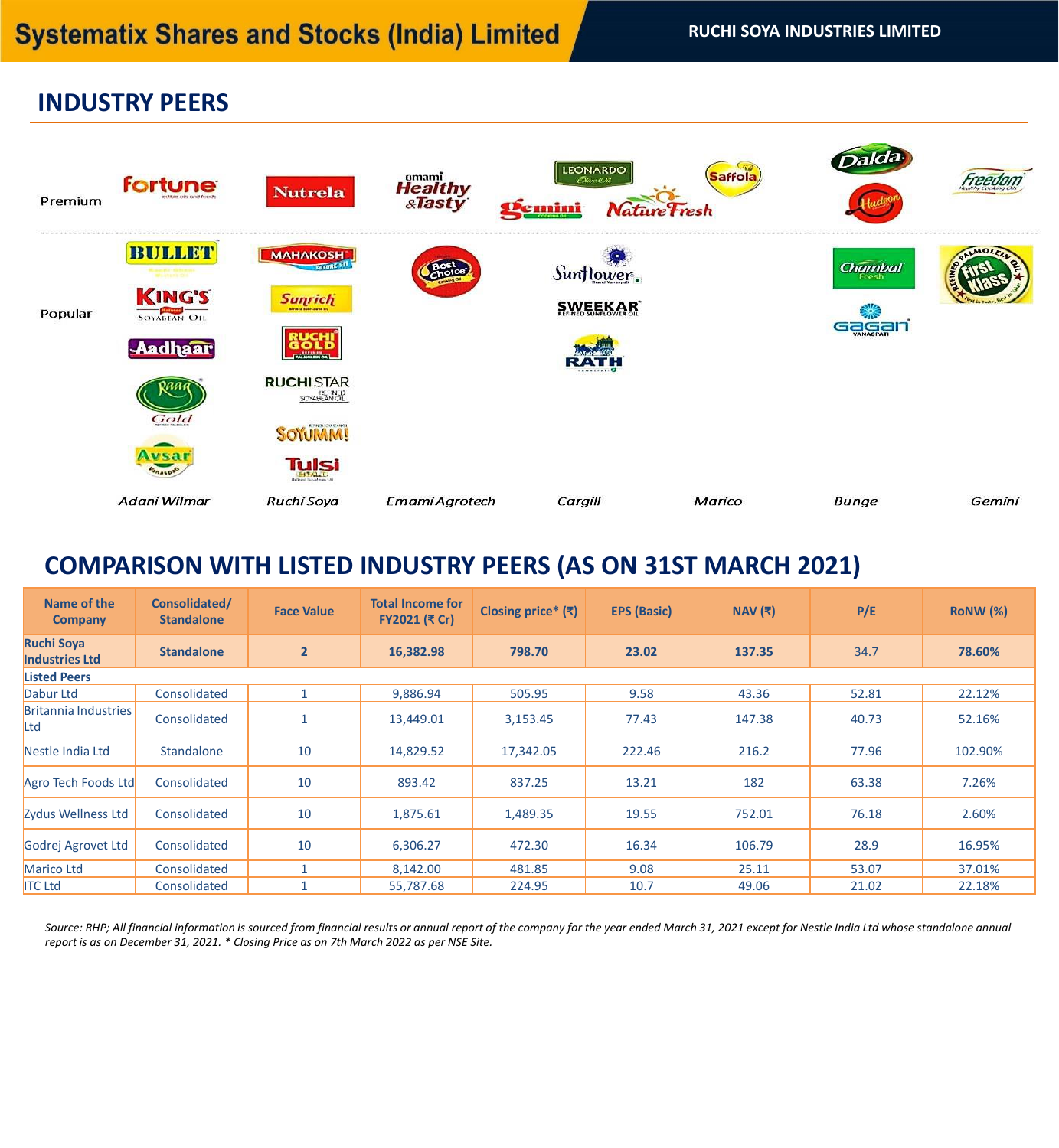## INDUSTRY PEERS

| | Adani Wilmar | Ruchi Soya | Emami Agrotech | Cargill | Marico | Bunge | Gemini |
|---|---|---|---|---|---|---|---|
| Premium | Fortune | Nutrela | Emami Healthy & Tasty | Leonardo Olive Oil, Gemini, Nature Fresh | Saffola | Dalda, Hudson | Freedom |
| Popular | Bullet, King's, Aadhaar, Raag Gold, Avsar | Mahakosh, Sunrich, Ruchi Gold, Ruchi Star, Soyumm!, Tulsi | Best Choice | Sunflower, Sweekar, Rath | | Chambal Fresh, Gagan | First Klass |

## COMPARISON WITH LISTED INDUSTRY PEERS (AS ON 31ST MARCH 2021)

| Name of the Company | Consolidated/ Standalone | Face Value | Total Income for FY2021 (₹ Cr) | Closing price* (₹) | EPS (Basic) | NAV (₹) | P/E | RoNW (%) |
|---|---|---|---|---|---|---|---|---|
| **Ruchi Soya Industries Ltd** | **Standalone** | **2** | **16,382.98** | **798.70** | **23.02** | **137.35** | 34.7 | **78.60%** |
| **Listed Peers** | | | | | | | | |
| Dabur Ltd | Consolidated | 1 | 9,886.94 | 505.95 | 9.58 | 43.36 | 52.81 | 22.12% |
| Britannia Industries Ltd | Consolidated | 1 | 13,449.01 | 3,153.45 | 77.43 | 147.38 | 40.73 | 52.16% |
| Nestle India Ltd | Standalone | 10 | 14,829.52 | 17,342.05 | 222.46 | 216.2 | 77.96 | 102.90% |
| Agro Tech Foods Ltd | Consolidated | 10 | 893.42 | 837.25 | 13.21 | 182 | 63.38 | 7.26% |
| Zydus Wellness Ltd | Consolidated | 10 | 1,875.61 | 1,489.35 | 19.55 | 752.01 | 76.18 | 2.60% |
| Godrej Agrovet Ltd | Consolidated | 10 | 6,306.27 | 472.30 | 16.34 | 106.79 | 28.9 | 16.95% |
| Marico Ltd | Consolidated | 1 | 8,142.00 | 481.85 | 9.08 | 25.11 | 53.07 | 37.01% |
| ITC Ltd | Consolidated | 1 | 55,787.68 | 224.95 | 10.7 | 49.06 | 21.02 | 22.18% |

*Source: RHP; All financial information is sourced from financial results or annual report of the company for the year ended March 31, 2021 except for Nestle India Ltd whose standalone annual report is as on December 31, 2021. * Closing Price as on 7th March 2022 as per NSE Site.*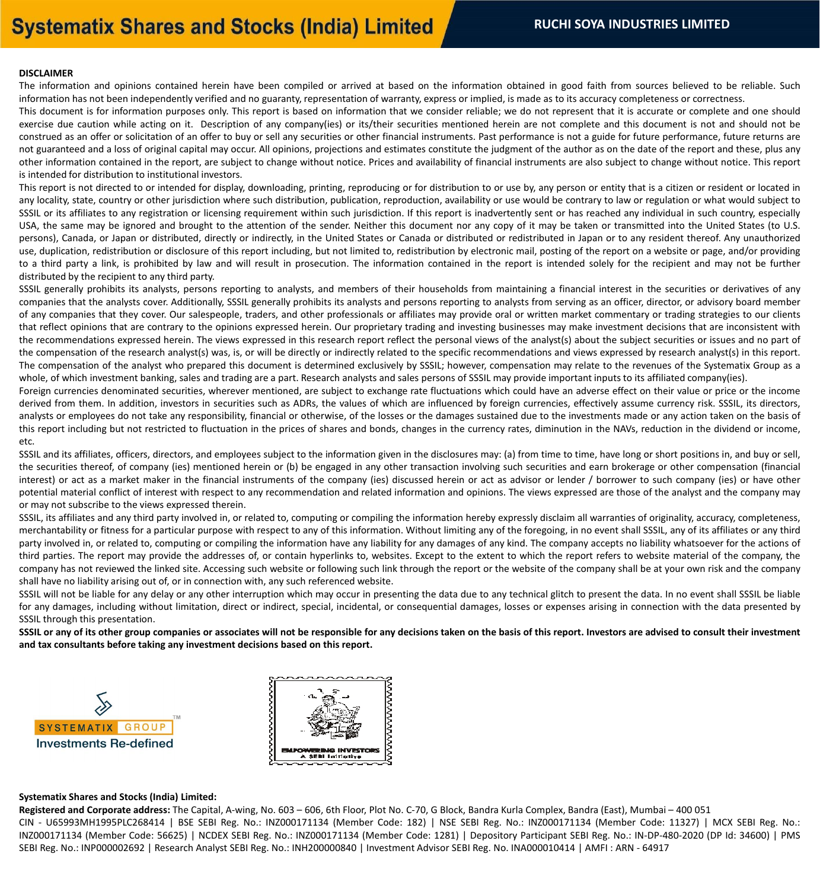**DISCLAIMER**

The information and opinions contained herein have been compiled or arrived at based on the information obtained in good faith from sources believed to be reliable. Such information has not been independently verified and no guaranty, representation of warranty, express or implied, is made as to its accuracy completeness or correctness.

This document is for information purposes only. This report is based on information that we consider reliable; we do not represent that it is accurate or complete and one should exercise due caution while acting on it. Description of any company(ies) or its/their securities mentioned herein are not complete and this document is not and should not be construed as an offer or solicitation of an offer to buy or sell any securities or other financial instruments. Past performance is not a guide for future performance, future returns are not guaranteed and a loss of original capital may occur. All opinions, projections and estimates constitute the judgment of the author as on the date of the report and these, plus any other information contained in the report, are subject to change without notice. Prices and availability of financial instruments are also subject to change without notice. This report is intended for distribution to institutional investors.

This report is not directed to or intended for display, downloading, printing, reproducing or for distribution to or use by, any person or entity that is a citizen or resident or located in any locality, state, country or other jurisdiction where such distribution, publication, reproduction, availability or use would be contrary to law or regulation or what would subject to SSSIL or its affiliates to any registration or licensing requirement within such jurisdiction. If this report is inadvertently sent or has reached any individual in such country, especially USA, the same may be ignored and brought to the attention of the sender. Neither this document nor any copy of it may be taken or transmitted into the United States (to U.S. persons), Canada, or Japan or distributed, directly or indirectly, in the United States or Canada or distributed or redistributed in Japan or to any resident thereof. Any unauthorized use, duplication, redistribution or disclosure of this report including, but not limited to, redistribution by electronic mail, posting of the report on a website or page, and/or providing to a third party a link, is prohibited by law and will result in prosecution. The information contained in the report is intended solely for the recipient and may not be further distributed by the recipient to any third party.

SSSIL generally prohibits its analysts, persons reporting to analysts, and members of their households from maintaining a financial interest in the securities or derivatives of any companies that the analysts cover. Additionally, SSSIL generally prohibits its analysts and persons reporting to analysts from serving as an officer, director, or advisory board member of any companies that they cover. Our salespeople, traders, and other professionals or affiliates may provide oral or written market commentary or trading strategies to our clients that reflect opinions that are contrary to the opinions expressed herein. Our proprietary trading and investing businesses may make investment decisions that are inconsistent with the recommendations expressed herein. The views expressed in this research report reflect the personal views of the analyst(s) about the subject securities or issues and no part of the compensation of the research analyst(s) was, is, or will be directly or indirectly related to the specific recommendations and views expressed by research analyst(s) in this report. The compensation of the analyst who prepared this document is determined exclusively by SSSIL; however, compensation may relate to the revenues of the Systematix Group as a whole, of which investment banking, sales and trading are a part. Research analysts and sales persons of SSSIL may provide important inputs to its affiliated company(ies).

Foreign currencies denominated securities, wherever mentioned, are subject to exchange rate fluctuations which could have an adverse effect on their value or price or the income derived from them. In addition, investors in securities such as ADRs, the values of which are influenced by foreign currencies, effectively assume currency risk. SSSIL, its directors, analysts or employees do not take any responsibility, financial or otherwise, of the losses or the damages sustained due to the investments made or any action taken on the basis of this report including but not restricted to fluctuation in the prices of shares and bonds, changes in the currency rates, diminution in the NAVs, reduction in the dividend or income, etc.

SSSIL and its affiliates, officers, directors, and employees subject to the information given in the disclosures may: (a) from time to time, have long or short positions in, and buy or sell, the securities thereof, of company (ies) mentioned herein or (b) be engaged in any other transaction involving such securities and earn brokerage or other compensation (financial interest) or act as a market maker in the financial instruments of the company (ies) discussed herein or act as advisor or lender / borrower to such company (ies) or have other potential material conflict of interest with respect to any recommendation and related information and opinions. The views expressed are those of the analyst and the company may or may not subscribe to the views expressed therein.

SSSIL, its affiliates and any third party involved in, or related to, computing or compiling the information hereby expressly disclaim all warranties of originality, accuracy, completeness, merchantability or fitness for a particular purpose with respect to any of this information. Without limiting any of the foregoing, in no event shall SSSIL, any of its affiliates or any third party involved in, or related to, computing or compiling the information have any liability for any damages of any kind. The company accepts no liability whatsoever for the actions of third parties. The report may provide the addresses of, or contain hyperlinks to, websites. Except to the extent to which the report refers to website material of the company, the company has not reviewed the linked site. Accessing such website or following such link through the report or the website of the company shall be at your own risk and the company shall have no liability arising out of, or in connection with, any such referenced website.

SSSIL will not be liable for any delay or any other interruption which may occur in presenting the data due to any technical glitch to present the data. In no event shall SSSIL be liable for any damages, including without limitation, direct or indirect, special, incidental, or consequential damages, losses or expenses arising in connection with the data presented by SSSIL through this presentation.

**SSSIL or any of its other group companies or associates will not be responsible for any decisions taken on the basis of this report. Investors are advised to consult their investment and tax consultants before taking any investment decisions based on this report.**

**Systematix Shares and Stocks (India) Limited:**

**Registered and Corporate address:** The Capital, A-wing, No. 603 – 606, 6th Floor, Plot No. C-70, G Block, Bandra Kurla Complex, Bandra (East), Mumbai – 400 051

CIN - U65993MH1995PLC268414 | BSE SEBI Reg. No.: INZ000171134 (Member Code: 182) | NSE SEBI Reg. No.: INZ000171134 (Member Code: 11327) | MCX SEBI Reg. No.: INZ000171134 (Member Code: 56625) | NCDEX SEBI Reg. No.: INZ000171134 (Member Code: 1281) | Depository Participant SEBI Reg. No.: IN-DP-480-2020 (DP Id: 34600) | PMS SEBI Reg. No.: INP000002692 | Research Analyst SEBI Reg. No.: INH200000840 | Investment Advisor SEBI Reg. No. INA000010414 | AMFI : ARN - 64917